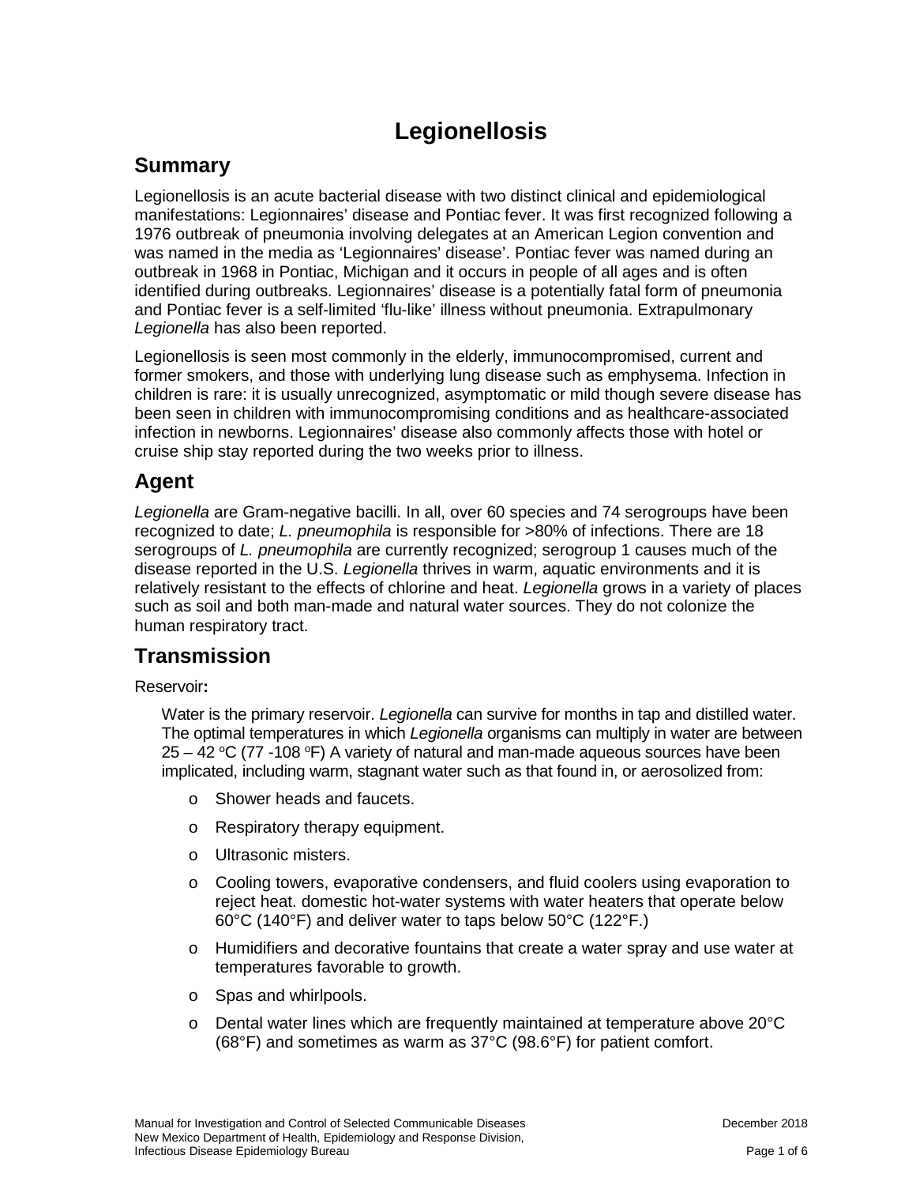# Legionellosis

## Summary

Legionellosis is an acute bacterial disease with two distinct clinical and epidemiological manifestations: Legionnaires' disease and Pontiac fever. It was first recognized following a 1976 outbreak of pneumonia involving delegates at an American Legion convention and was named in the media as 'Legionnaires' disease'. Pontiac fever was named during an outbreak in 1968 in Pontiac, Michigan and it occurs in people of all ages and is often identified during outbreaks. Legionnaires' disease is a potentially fatal form of pneumonia and Pontiac fever is a self-limited 'flu-like' illness without pneumonia. Extrapulmonary *Legionella* has also been reported.

Legionellosis is seen most commonly in the elderly, immunocompromised, current and former smokers, and those with underlying lung disease such as emphysema. Infection in children is rare: it is usually unrecognized, asymptomatic or mild though severe disease has been seen in children with immunocompromising conditions and as healthcare-associated infection in newborns. Legionnaires' disease also commonly affects those with hotel or cruise ship stay reported during the two weeks prior to illness.

## Agent

*Legionella* are Gram-negative bacilli. In all, over 60 species and 74 serogroups have been recognized to date; *L. pneumophila* is responsible for >80% of infections. There are 18 serogroups of *L. pneumophila* are currently recognized; serogroup 1 causes much of the disease reported in the U.S. *Legionella* thrives in warm, aquatic environments and it is relatively resistant to the effects of chlorine and heat. *Legionella* grows in a variety of places such as soil and both man-made and natural water sources. They do not colonize the human respiratory tract.

## Transmission

Reservoir**:**

Water is the primary reservoir. *Legionella* can survive for months in tap and distilled water. The optimal temperatures in which *Legionella* organisms can multiply in water are between 25 – 42 $^{o}$C (77 -108 $^{o}$F) A variety of natural and man-made aqueous sources have been implicated, including warm, stagnant water such as that found in, or aerosolized from:

- Shower heads and faucets.
- Respiratory therapy equipment.
- Ultrasonic misters.
- Cooling towers, evaporative condensers, and fluid coolers using evaporation to reject heat. domestic hot-water systems with water heaters that operate below 60°C (140°F) and deliver water to taps below 50°C (122°F.)
- Humidifiers and decorative fountains that create a water spray and use water at temperatures favorable to growth.
- Spas and whirlpools.
- Dental water lines which are frequently maintained at temperature above 20°C (68°F) and sometimes as warm as 37°C (98.6°F) for patient comfort.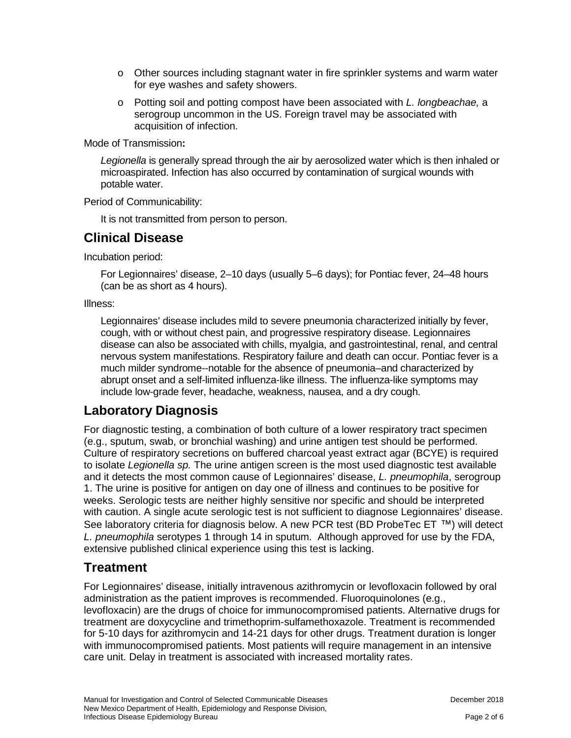- Other sources including stagnant water in fire sprinkler systems and warm water for eye washes and safety showers.
- Potting soil and potting compost have been associated with *L. longbeachae,* a serogroup uncommon in the US. Foreign travel may be associated with acquisition of infection.

Mode of Transmission**:**

*Legionella* is generally spread through the air by aerosolized water which is then inhaled or microaspirated. Infection has also occurred by contamination of surgical wounds with potable water.

Period of Communicability:

It is not transmitted from person to person.

## Clinical Disease

Incubation period:

For Legionnaires' disease, 2–10 days (usually 5–6 days); for Pontiac fever, 24–48 hours (can be as short as 4 hours).

Illness:

Legionnaires' disease includes mild to severe pneumonia characterized initially by fever, cough, with or without chest pain, and progressive respiratory disease. Legionnaires disease can also be associated with chills, myalgia, and gastrointestinal, renal, and central nervous system manifestations. Respiratory failure and death can occur. Pontiac fever is a much milder syndrome--notable for the absence of pneumonia–and characterized by abrupt onset and a self-limited influenza-like illness. The influenza-like symptoms may include low-grade fever, headache, weakness, nausea, and a dry cough.

## Laboratory Diagnosis

For diagnostic testing, a combination of both culture of a lower respiratory tract specimen (e.g., sputum, swab, or bronchial washing) and urine antigen test should be performed. Culture of respiratory secretions on buffered charcoal yeast extract agar (BCYE) is required to isolate *Legionella sp.* The urine antigen screen is the most used diagnostic test available and it detects the most common cause of Legionnaires' disease, *L. pneumophila*, serogroup 1. The urine is positive for antigen on day one of illness and continues to be positive for weeks. Serologic tests are neither highly sensitive nor specific and should be interpreted with caution. A single acute serologic test is not sufficient to diagnose Legionnaires' disease. See laboratory criteria for diagnosis below. A new PCR test (BD ProbeTec ET ™) will detect *L. pneumophila* serotypes 1 through 14 in sputum. Although approved for use by the FDA, extensive published clinical experience using this test is lacking.

## Treatment

For Legionnaires' disease, initially intravenous azithromycin or levofloxacin followed by oral administration as the patient improves is recommended. Fluoroquinolones (e.g., levofloxacin) are the drugs of choice for immunocompromised patients. Alternative drugs for treatment are doxycycline and trimethoprim-sulfamethoxazole. Treatment is recommended for 5-10 days for azithromycin and 14-21 days for other drugs. Treatment duration is longer with immunocompromised patients. Most patients will require management in an intensive care unit. Delay in treatment is associated with increased mortality rates.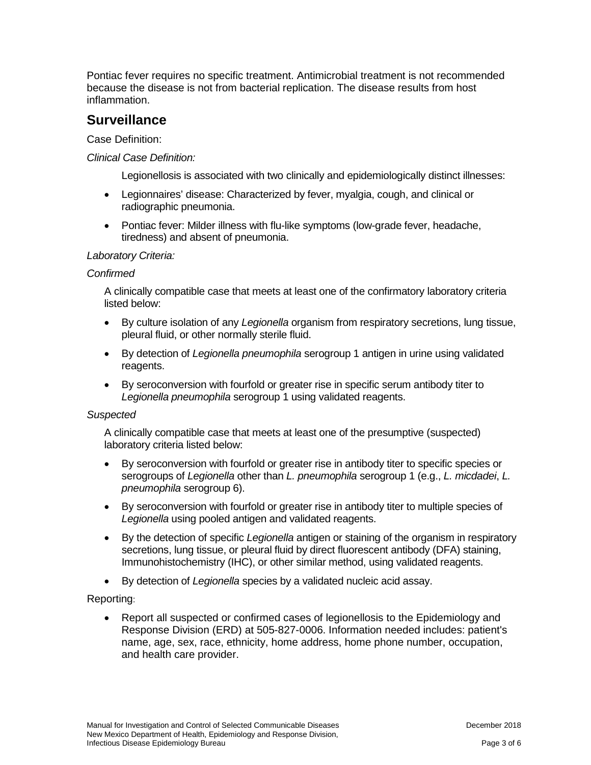Pontiac fever requires no specific treatment. Antimicrobial treatment is not recommended because the disease is not from bacterial replication. The disease results from host inflammation.

## Surveillance

Case Definition:

*Clinical Case Definition:*

Legionellosis is associated with two clinically and epidemiologically distinct illnesses:

- Legionnaires' disease: Characterized by fever, myalgia, cough, and clinical or radiographic pneumonia.
- Pontiac fever: Milder illness with flu-like symptoms (low-grade fever, headache, tiredness) and absent of pneumonia.

*Laboratory Criteria:*

*Confirmed*

A clinically compatible case that meets at least one of the confirmatory laboratory criteria listed below:

- By culture isolation of any *Legionella* organism from respiratory secretions, lung tissue, pleural fluid, or other normally sterile fluid.
- By detection of *Legionella pneumophila* serogroup 1 antigen in urine using validated reagents.
- By seroconversion with fourfold or greater rise in specific serum antibody titer to *Legionella pneumophila* serogroup 1 using validated reagents.

*Suspected*

A clinically compatible case that meets at least one of the presumptive (suspected) laboratory criteria listed below:

- By seroconversion with fourfold or greater rise in antibody titer to specific species or serogroups of *Legionella* other than *L. pneumophila* serogroup 1 (e.g., *L. micdadei*, *L. pneumophila* serogroup 6).
- By seroconversion with fourfold or greater rise in antibody titer to multiple species of *Legionella* using pooled antigen and validated reagents.
- By the detection of specific *Legionella* antigen or staining of the organism in respiratory secretions, lung tissue, or pleural fluid by direct fluorescent antibody (DFA) staining, Immunohistochemistry (IHC), or other similar method, using validated reagents.
- By detection of *Legionella* species by a validated nucleic acid assay.

Reporting:

- Report all suspected or confirmed cases of legionellosis to the Epidemiology and Response Division (ERD) at 505-827-0006. Information needed includes: patient's name, age, sex, race, ethnicity, home address, home phone number, occupation, and health care provider.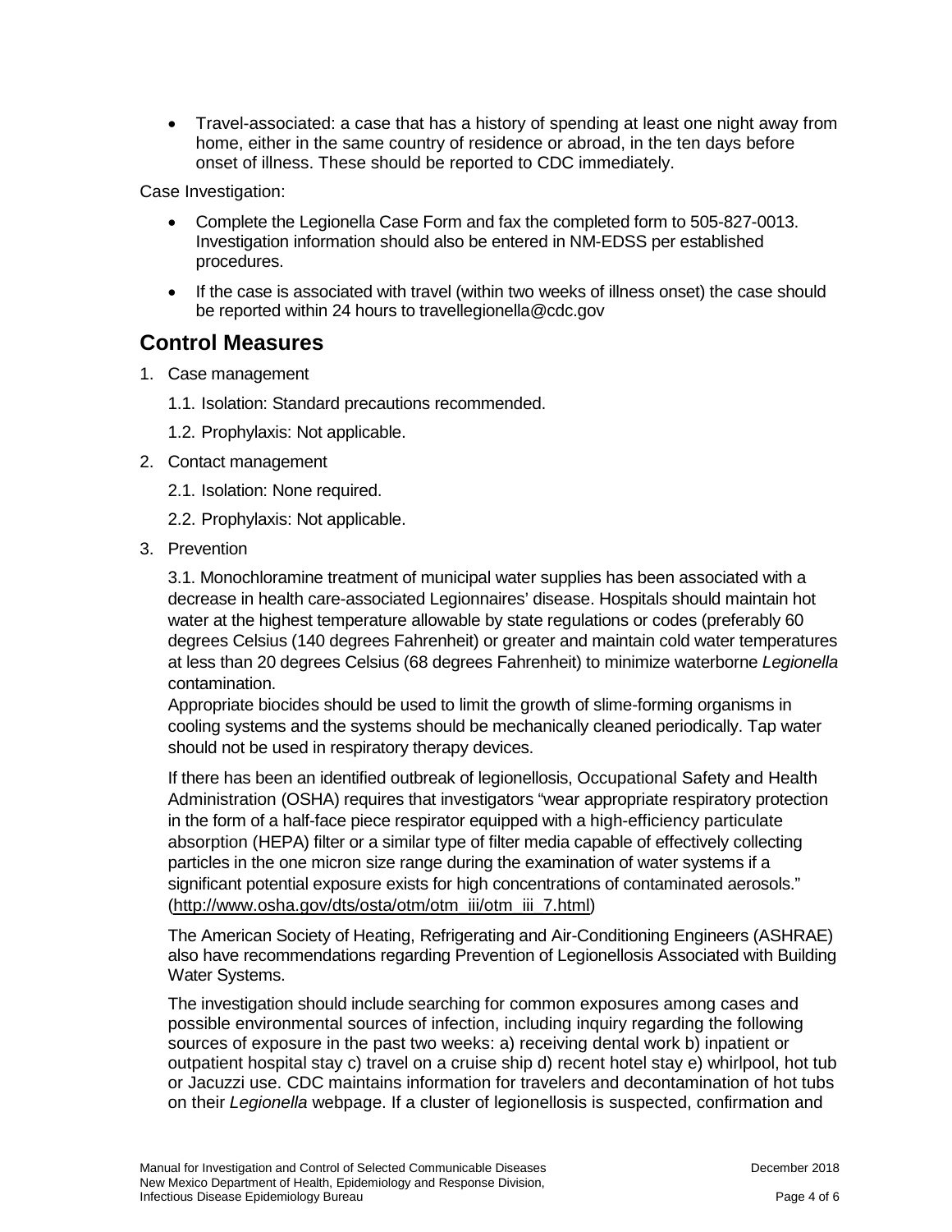- Travel-associated: a case that has a history of spending at least one night away from home, either in the same country of residence or abroad, in the ten days before onset of illness. These should be reported to CDC immediately.

Case Investigation:

- Complete the Legionella Case Form and fax the completed form to 505-827-0013. Investigation information should also be entered in NM-EDSS per established procedures.
- If the case is associated with travel (within two weeks of illness onset) the case should be reported within 24 hours to travellegionella@cdc.gov

## Control Measures

1. Case management
   1.1. Isolation: Standard precautions recommended.
   1.2. Prophylaxis: Not applicable.
2. Contact management
   2.1. Isolation: None required.
   2.2. Prophylaxis: Not applicable.
3. Prevention

   3.1. Monochloramine treatment of municipal water supplies has been associated with a decrease in health care-associated Legionnaires' disease. Hospitals should maintain hot water at the highest temperature allowable by state regulations or codes (preferably 60 degrees Celsius (140 degrees Fahrenheit) or greater and maintain cold water temperatures at less than 20 degrees Celsius (68 degrees Fahrenheit) to minimize waterborne *Legionella* contamination.
   Appropriate biocides should be used to limit the growth of slime-forming organisms in cooling systems and the systems should be mechanically cleaned periodically. Tap water should not be used in respiratory therapy devices.

   If there has been an identified outbreak of legionellosis, Occupational Safety and Health Administration (OSHA) requires that investigators "wear appropriate respiratory protection in the form of a half-face piece respirator equipped with a high-efficiency particulate absorption (HEPA) filter or a similar type of filter media capable of effectively collecting particles in the one micron size range during the examination of water systems if a significant potential exposure exists for high concentrations of contaminated aerosols." (http://www.osha.gov/dts/osta/otm/otm_iii/otm_iii_7.html)

   The American Society of Heating, Refrigerating and Air-Conditioning Engineers (ASHRAE) also have recommendations regarding Prevention of Legionellosis Associated with Building Water Systems.

   The investigation should include searching for common exposures among cases and possible environmental sources of infection, including inquiry regarding the following sources of exposure in the past two weeks: a) receiving dental work b) inpatient or outpatient hospital stay c) travel on a cruise ship d) recent hotel stay e) whirlpool, hot tub or Jacuzzi use. CDC maintains information for travelers and decontamination of hot tubs on their *Legionella* webpage. If a cluster of legionellosis is suspected, confirmation and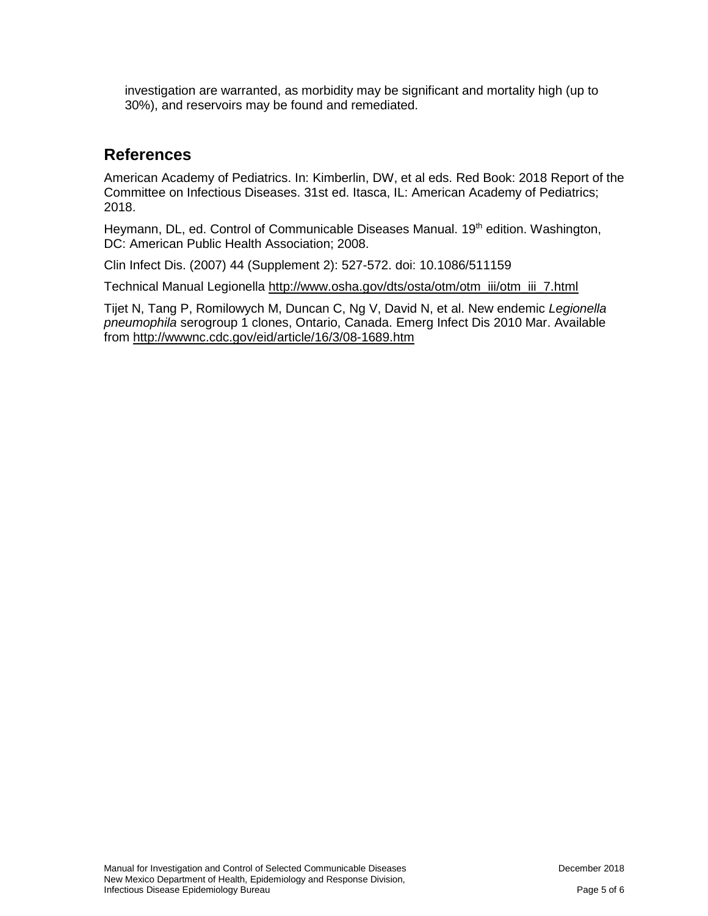investigation are warranted, as morbidity may be significant and mortality high (up to 30%), and reservoirs may be found and remediated.

## References

American Academy of Pediatrics. In: Kimberlin, DW, et al eds. Red Book: 2018 Report of the Committee on Infectious Diseases. 31st ed. Itasca, IL: American Academy of Pediatrics; 2018.

Heymann, DL, ed. Control of Communicable Diseases Manual. 19th edition. Washington, DC: American Public Health Association; 2008.

Clin Infect Dis. (2007) 44 (Supplement 2): 527-572. doi: 10.1086/511159

Technical Manual Legionella http://www.osha.gov/dts/osta/otm/otm_iii/otm_iii_7.html

Tijet N, Tang P, Romilowych M, Duncan C, Ng V, David N, et al. New endemic *Legionella pneumophila* serogroup 1 clones, Ontario, Canada. Emerg Infect Dis 2010 Mar. Available from http://wwwnc.cdc.gov/eid/article/16/3/08-1689.htm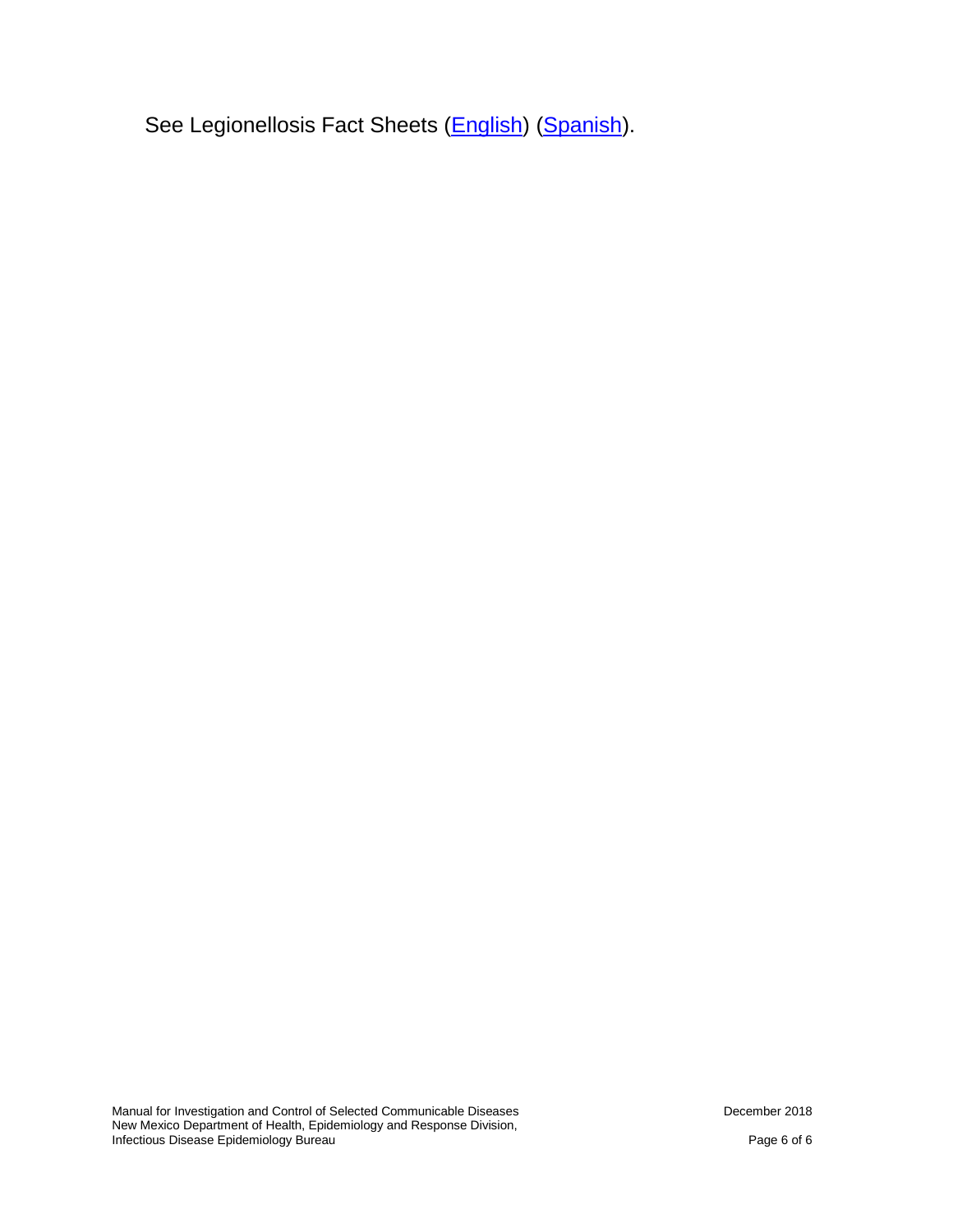See Legionellosis Fact Sheets (English) (Spanish).